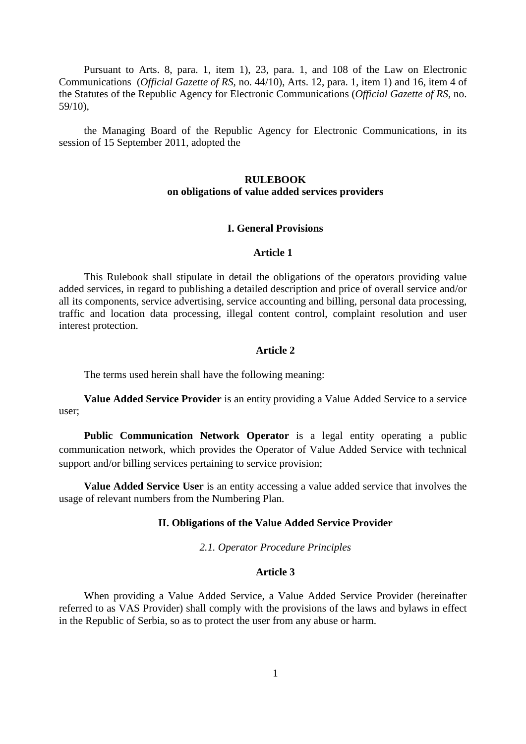Pursuant to Arts. 8, para. 1, item 1), 23, para. 1, and 108 of the Law on Electronic Communications (*Official Gazette of RS*, no. 44/10), Arts. 12, para. 1, item 1) and 16, item 4 of the Statutes of the Republic Agency for Electronic Communications (*Official Gazette of RS*, no. 59/10),

the Managing Board of the Republic Agency for Electronic Communications, in its session of 15 September 2011, adopted the

# RULEBOOK
# on obligations of value added services providers

## I. General Provisions

### Article 1

This Rulebook shall stipulate in detail the obligations of the operators providing value added services, in regard to publishing a detailed description and price of overall service and/or all its components, service advertising, service accounting and billing, personal data processing, traffic and location data processing, illegal content control, complaint resolution and user interest protection.

### Article 2

The terms used herein shall have the following meaning:

**Value Added Service Provider** is an entity providing a Value Added Service to a service user;

**Public Communication Network Operator** is a legal entity operating a public communication network, which provides the Operator of Value Added Service with technical support and/or billing services pertaining to service provision;

**Value Added Service User** is an entity accessing a value added service that involves the usage of relevant numbers from the Numbering Plan.

## II. Obligations of the Value Added Service Provider

*2.1. Operator Procedure Principles*

### Article 3

When providing a Value Added Service, a Value Added Service Provider (hereinafter referred to as VAS Provider) shall comply with the provisions of the laws and bylaws in effect in the Republic of Serbia, so as to protect the user from any abuse or harm.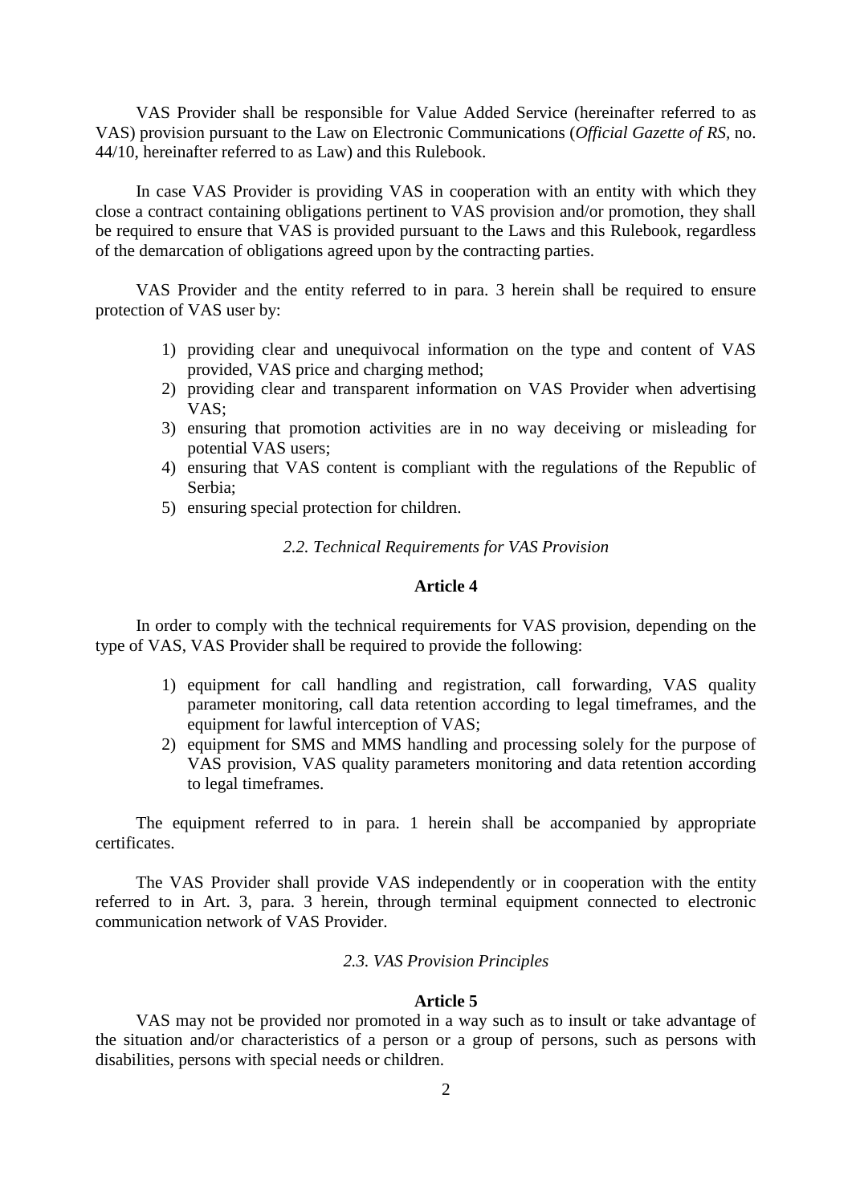VAS Provider shall be responsible for Value Added Service (hereinafter referred to as VAS) provision pursuant to the Law on Electronic Communications (*Official Gazette of RS*, no. 44/10, hereinafter referred to as Law) and this Rulebook.

In case VAS Provider is providing VAS in cooperation with an entity with which they close a contract containing obligations pertinent to VAS provision and/or promotion, they shall be required to ensure that VAS is provided pursuant to the Laws and this Rulebook, regardless of the demarcation of obligations agreed upon by the contracting parties.

VAS Provider and the entity referred to in para. 3 herein shall be required to ensure protection of VAS user by:

1) providing clear and unequivocal information on the type and content of VAS provided, VAS price and charging method;
2) providing clear and transparent information on VAS Provider when advertising VAS;
3) ensuring that promotion activities are in no way deceiving or misleading for potential VAS users;
4) ensuring that VAS content is compliant with the regulations of the Republic of Serbia;
5) ensuring special protection for children.

*2.2. Technical Requirements for VAS Provision*

**Article 4**

In order to comply with the technical requirements for VAS provision, depending on the type of VAS, VAS Provider shall be required to provide the following:

1) equipment for call handling and registration, call forwarding, VAS quality parameter monitoring, call data retention according to legal timeframes, and the equipment for lawful interception of VAS;
2) equipment for SMS and MMS handling and processing solely for the purpose of VAS provision, VAS quality parameters monitoring and data retention according to legal timeframes.

The equipment referred to in para. 1 herein shall be accompanied by appropriate certificates.

The VAS Provider shall provide VAS independently or in cooperation with the entity referred to in Art. 3, para. 3 herein, through terminal equipment connected to electronic communication network of VAS Provider.

*2.3. VAS Provision Principles*

**Article 5**

VAS may not be provided nor promoted in a way such as to insult or take advantage of the situation and/or characteristics of a person or a group of persons, such as persons with disabilities, persons with special needs or children.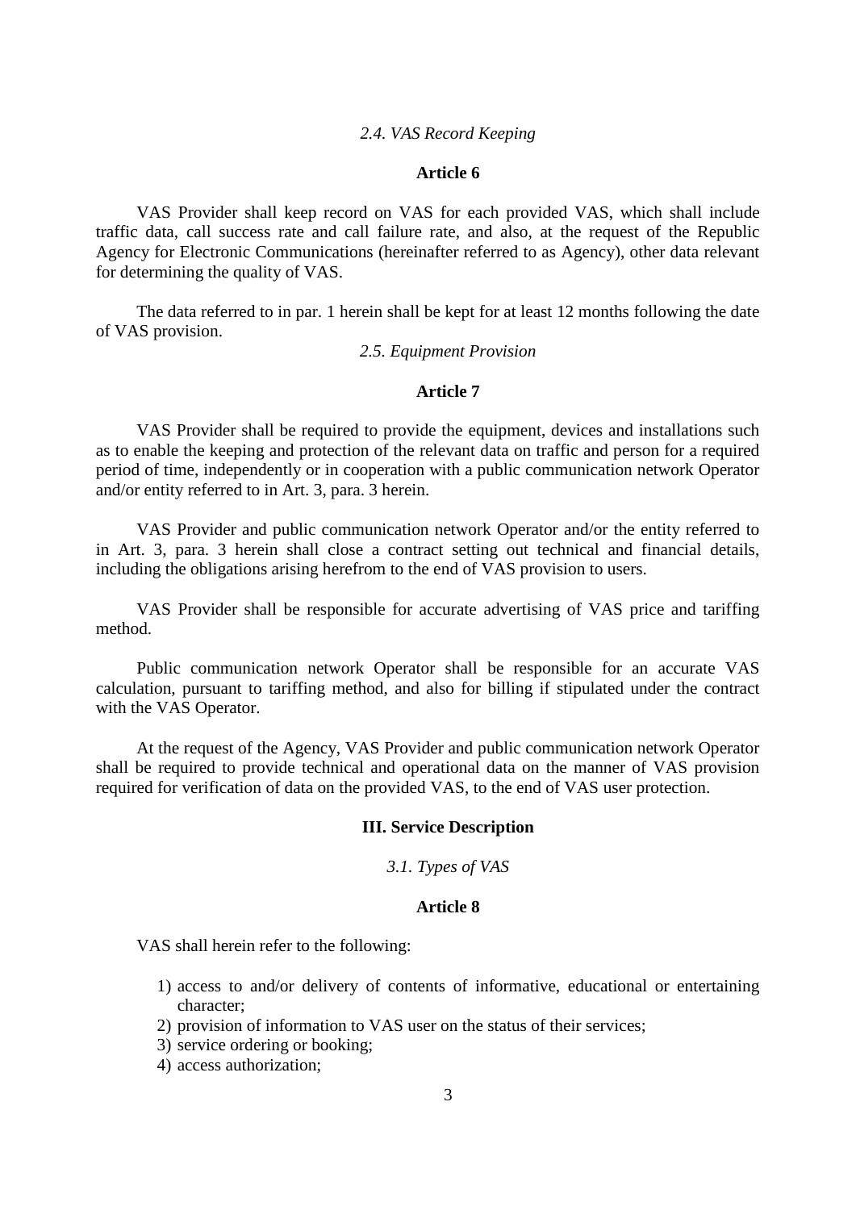*2.4. VAS Record Keeping*

**Article 6**

VAS Provider shall keep record on VAS for each provided VAS, which shall include traffic data, call success rate and call failure rate, and also, at the request of the Republic Agency for Electronic Communications (hereinafter referred to as Agency), other data relevant for determining the quality of VAS.

The data referred to in par. 1 herein shall be kept for at least 12 months following the date of VAS provision.

*2.5. Equipment Provision*

**Article 7**

VAS Provider shall be required to provide the equipment, devices and installations such as to enable the keeping and protection of the relevant data on traffic and person for a required period of time, independently or in cooperation with a public communication network Operator and/or entity referred to in Art. 3, para. 3 herein.

VAS Provider and public communication network Operator and/or the entity referred to in Art. 3, para. 3 herein shall close a contract setting out technical and financial details, including the obligations arising herefrom to the end of VAS provision to users.

VAS Provider shall be responsible for accurate advertising of VAS price and tariffing method.

Public communication network Operator shall be responsible for an accurate VAS calculation, pursuant to tariffing method, and also for billing if stipulated under the contract with the VAS Operator.

At the request of the Agency, VAS Provider and public communication network Operator shall be required to provide technical and operational data on the manner of VAS provision required for verification of data on the provided VAS, to the end of VAS user protection.

**III. Service Description**

*3.1. Types of VAS*

**Article 8**

VAS shall herein refer to the following:

1) access to and/or delivery of contents of informative, educational or entertaining character;
2) provision of information to VAS user on the status of their services;
3) service ordering or booking;
4) access authorization;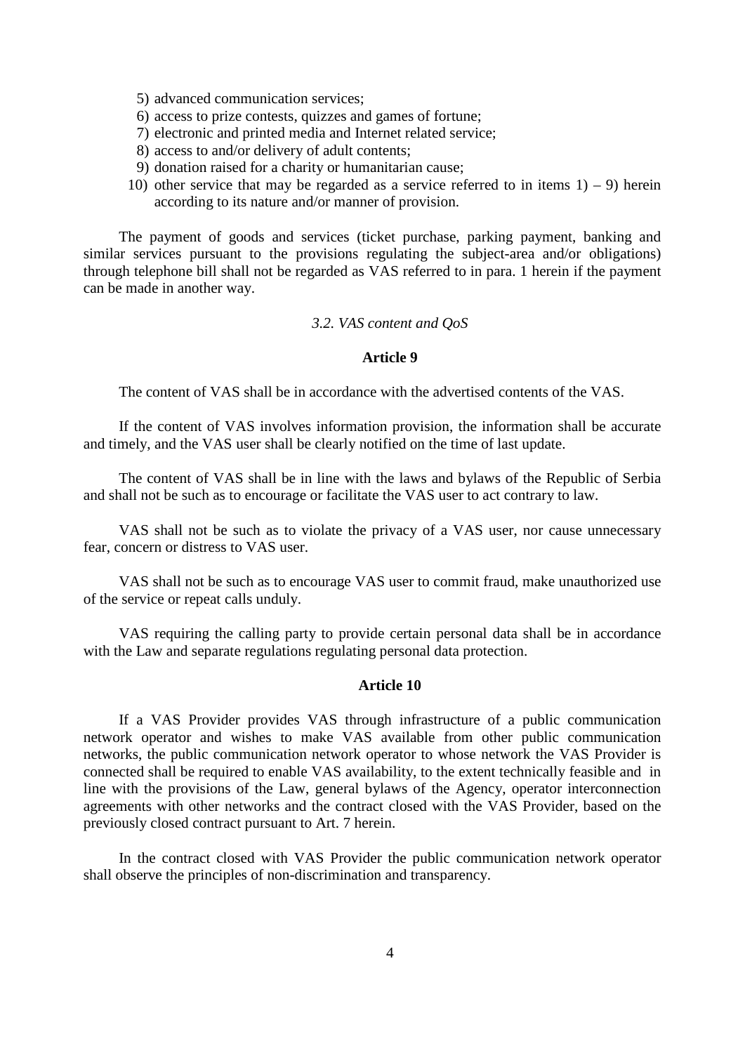5) advanced communication services;
6) access to prize contests, quizzes and games of fortune;
7) electronic and printed media and Internet related service;
8) access to and/or delivery of adult contents;
9) donation raised for a charity or humanitarian cause;
10) other service that may be regarded as a service referred to in items 1) – 9) herein according to its nature and/or manner of provision.

The payment of goods and services (ticket purchase, parking payment, banking and similar services pursuant to the provisions regulating the subject-area and/or obligations) through telephone bill shall not be regarded as VAS referred to in para. 1 herein if the payment can be made in another way.

*3.2. VAS content and QoS*

**Article 9**

The content of VAS shall be in accordance with the advertised contents of the VAS.

If the content of VAS involves information provision, the information shall be accurate and timely, and the VAS user shall be clearly notified on the time of last update.

The content of VAS shall be in line with the laws and bylaws of the Republic of Serbia and shall not be such as to encourage or facilitate the VAS user to act contrary to law.

VAS shall not be such as to violate the privacy of a VAS user, nor cause unnecessary fear, concern or distress to VAS user.

VAS shall not be such as to encourage VAS user to commit fraud, make unauthorized use of the service or repeat calls unduly.

VAS requiring the calling party to provide certain personal data shall be in accordance with the Law and separate regulations regulating personal data protection.

**Article 10**

If a VAS Provider provides VAS through infrastructure of a public communication network operator and wishes to make VAS available from other public communication networks, the public communication network operator to whose network the VAS Provider is connected shall be required to enable VAS availability, to the extent technically feasible and in line with the provisions of the Law, general bylaws of the Agency, operator interconnection agreements with other networks and the contract closed with the VAS Provider, based on the previously closed contract pursuant to Art. 7 herein.

In the contract closed with VAS Provider the public communication network operator shall observe the principles of non-discrimination and transparency.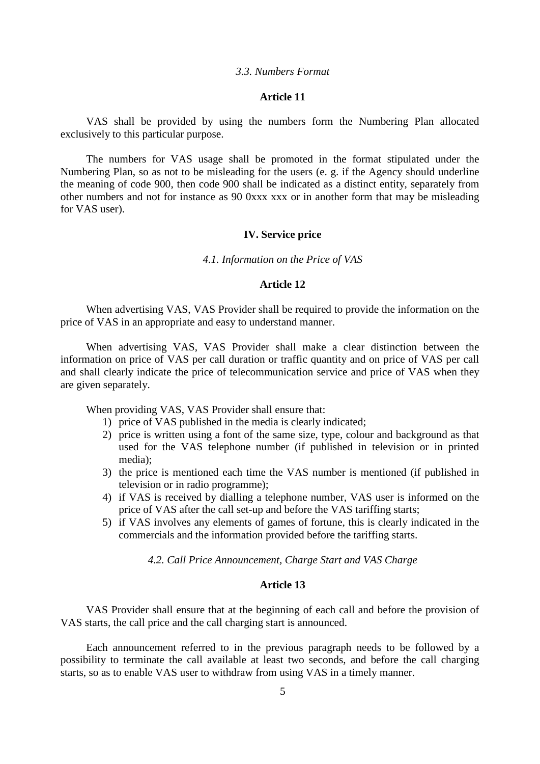*3.3. Numbers Format*

**Article 11**

VAS shall be provided by using the numbers form the Numbering Plan allocated exclusively to this particular purpose.

The numbers for VAS usage shall be promoted in the format stipulated under the Numbering Plan, so as not to be misleading for the users (e. g. if the Agency should underline the meaning of code 900, then code 900 shall be indicated as a distinct entity, separately from other numbers and not for instance as 90 0xxx xxx or in another form that may be misleading for VAS user).

## IV. Service price

*4.1. Information on the Price of VAS*

**Article 12**

When advertising VAS, VAS Provider shall be required to provide the information on the price of VAS in an appropriate and easy to understand manner.

When advertising VAS, VAS Provider shall make a clear distinction between the information on price of VAS per call duration or traffic quantity and on price of VAS per call and shall clearly indicate the price of telecommunication service and price of VAS when they are given separately.

When providing VAS, VAS Provider shall ensure that:

1) price of VAS published in the media is clearly indicated;
2) price is written using a font of the same size, type, colour and background as that used for the VAS telephone number (if published in television or in printed media);
3) the price is mentioned each time the VAS number is mentioned (if published in television or in radio programme);
4) if VAS is received by dialling a telephone number, VAS user is informed on the price of VAS after the call set-up and before the VAS tariffing starts;
5) if VAS involves any elements of games of fortune, this is clearly indicated in the commercials and the information provided before the tariffing starts.

*4.2. Call Price Announcement, Charge Start and VAS Charge*

**Article 13**

VAS Provider shall ensure that at the beginning of each call and before the provision of VAS starts, the call price and the call charging start is announced.

Each announcement referred to in the previous paragraph needs to be followed by a possibility to terminate the call available at least two seconds, and before the call charging starts, so as to enable VAS user to withdraw from using VAS in a timely manner.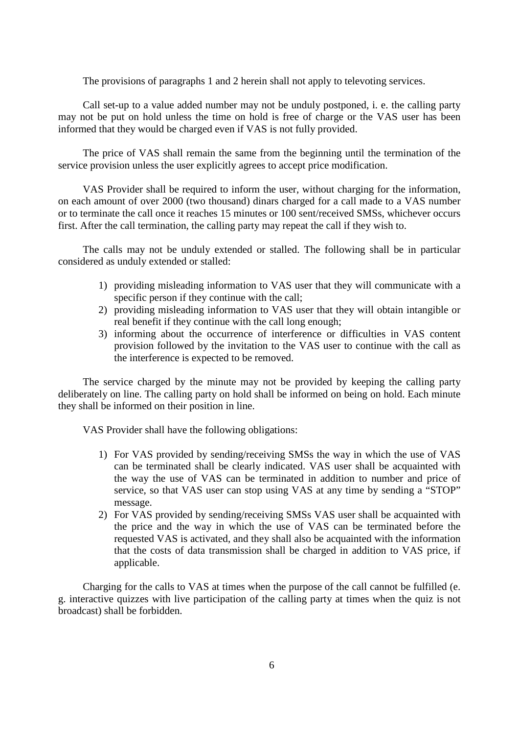The provisions of paragraphs 1 and 2 herein shall not apply to televoting services.

Call set-up to a value added number may not be unduly postponed, i. e. the calling party may not be put on hold unless the time on hold is free of charge or the VAS user has been informed that they would be charged even if VAS is not fully provided.

The price of VAS shall remain the same from the beginning until the termination of the service provision unless the user explicitly agrees to accept price modification.

VAS Provider shall be required to inform the user, without charging for the information, on each amount of over 2000 (two thousand) dinars charged for a call made to a VAS number or to terminate the call once it reaches 15 minutes or 100 sent/received SMSs, whichever occurs first. After the call termination, the calling party may repeat the call if they wish to.

The calls may not be unduly extended or stalled. The following shall be in particular considered as unduly extended or stalled:

1) providing misleading information to VAS user that they will communicate with a specific person if they continue with the call;
2) providing misleading information to VAS user that they will obtain intangible or real benefit if they continue with the call long enough;
3) informing about the occurrence of interference or difficulties in VAS content provision followed by the invitation to the VAS user to continue with the call as the interference is expected to be removed.

The service charged by the minute may not be provided by keeping the calling party deliberately on line. The calling party on hold shall be informed on being on hold. Each minute they shall be informed on their position in line.

VAS Provider shall have the following obligations:

1) For VAS provided by sending/receiving SMSs the way in which the use of VAS can be terminated shall be clearly indicated. VAS user shall be acquainted with the way the use of VAS can be terminated in addition to number and price of service, so that VAS user can stop using VAS at any time by sending a "STOP" message.
2) For VAS provided by sending/receiving SMSs VAS user shall be acquainted with the price and the way in which the use of VAS can be terminated before the requested VAS is activated, and they shall also be acquainted with the information that the costs of data transmission shall be charged in addition to VAS price, if applicable.

Charging for the calls to VAS at times when the purpose of the call cannot be fulfilled (e. g. interactive quizzes with live participation of the calling party at times when the quiz is not broadcast) shall be forbidden.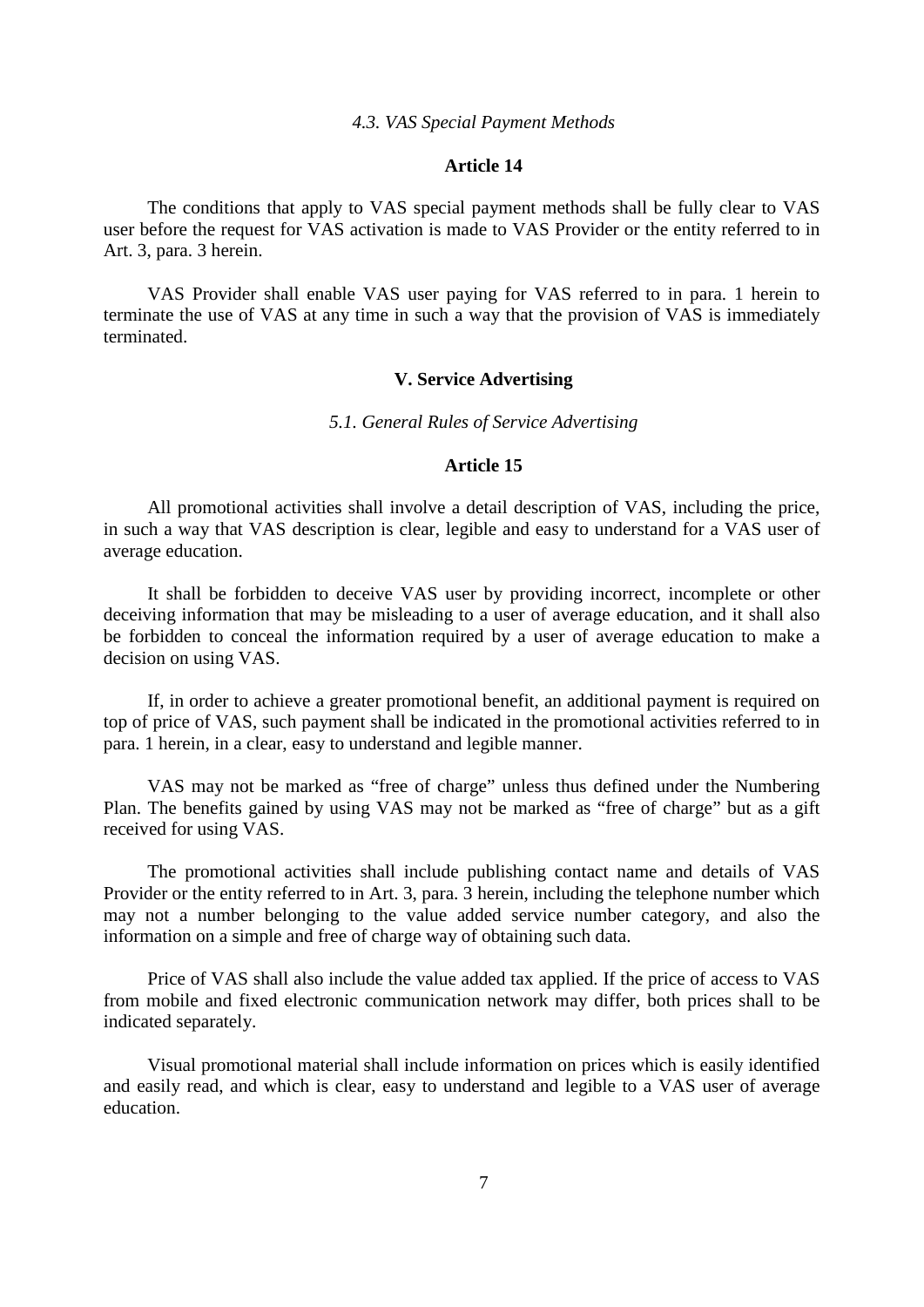*4.3. VAS Special Payment Methods*

**Article 14**

The conditions that apply to VAS special payment methods shall be fully clear to VAS user before the request for VAS activation is made to VAS Provider or the entity referred to in Art. 3, para. 3 herein.

VAS Provider shall enable VAS user paying for VAS referred to in para. 1 herein to terminate the use of VAS at any time in such a way that the provision of VAS is immediately terminated.

## V. Service Advertising

*5.1. General Rules of Service Advertising*

**Article 15**

All promotional activities shall involve a detail description of VAS, including the price, in such a way that VAS description is clear, legible and easy to understand for a VAS user of average education.

It shall be forbidden to deceive VAS user by providing incorrect, incomplete or other deceiving information that may be misleading to a user of average education, and it shall also be forbidden to conceal the information required by a user of average education to make a decision on using VAS.

If, in order to achieve a greater promotional benefit, an additional payment is required on top of price of VAS, such payment shall be indicated in the promotional activities referred to in para. 1 herein, in a clear, easy to understand and legible manner.

VAS may not be marked as "free of charge" unless thus defined under the Numbering Plan. The benefits gained by using VAS may not be marked as "free of charge" but as a gift received for using VAS.

The promotional activities shall include publishing contact name and details of VAS Provider or the entity referred to in Art. 3, para. 3 herein, including the telephone number which may not a number belonging to the value added service number category, and also the information on a simple and free of charge way of obtaining such data.

Price of VAS shall also include the value added tax applied. If the price of access to VAS from mobile and fixed electronic communication network may differ, both prices shall to be indicated separately.

Visual promotional material shall include information on prices which is easily identified and easily read, and which is clear, easy to understand and legible to a VAS user of average education.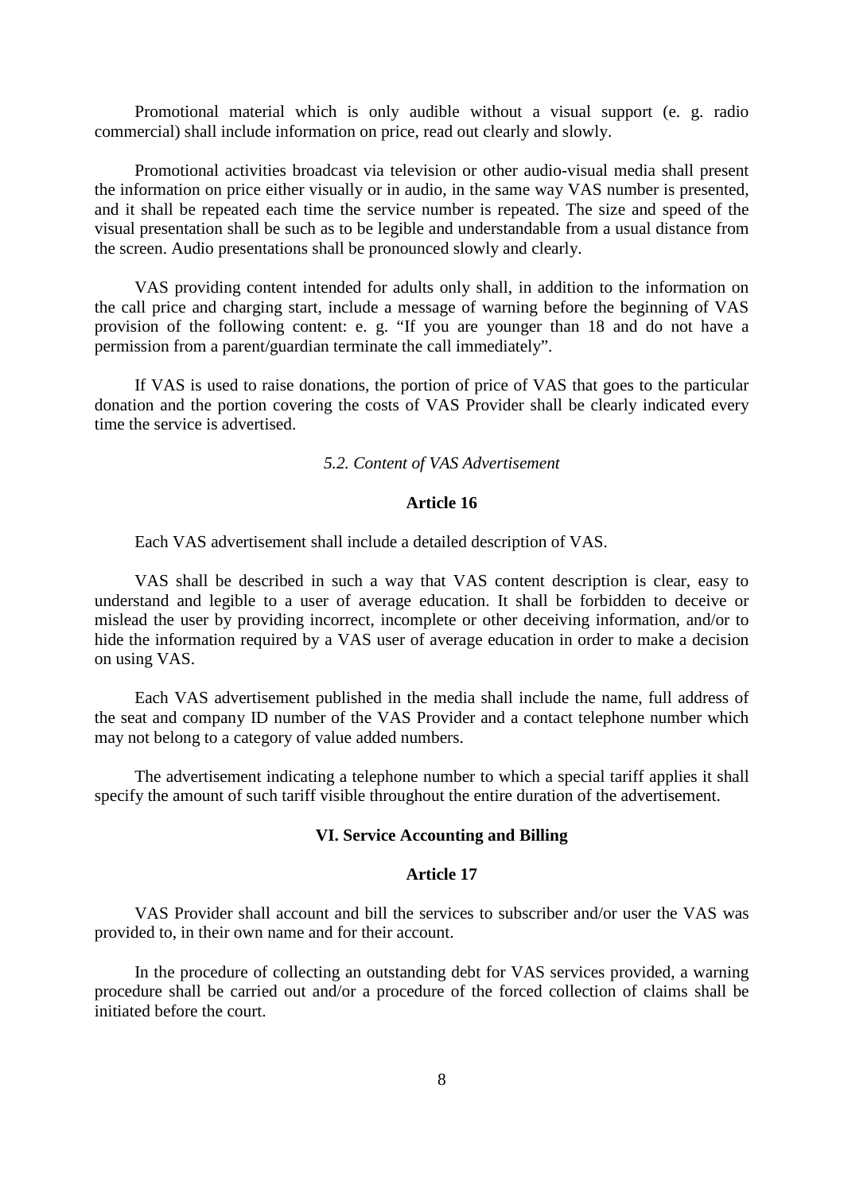Promotional material which is only audible without a visual support (e. g. radio commercial) shall include information on price, read out clearly and slowly.

Promotional activities broadcast via television or other audio-visual media shall present the information on price either visually or in audio, in the same way VAS number is presented, and it shall be repeated each time the service number is repeated. The size and speed of the visual presentation shall be such as to be legible and understandable from a usual distance from the screen. Audio presentations shall be pronounced slowly and clearly.

VAS providing content intended for adults only shall, in addition to the information on the call price and charging start, include a message of warning before the beginning of VAS provision of the following content: e. g. "If you are younger than 18 and do not have a permission from a parent/guardian terminate the call immediately".

If VAS is used to raise donations, the portion of price of VAS that goes to the particular donation and the portion covering the costs of VAS Provider shall be clearly indicated every time the service is advertised.

### *5.2. Content of VAS Advertisement*

#### Article 16

Each VAS advertisement shall include a detailed description of VAS.

VAS shall be described in such a way that VAS content description is clear, easy to understand and legible to a user of average education. It shall be forbidden to deceive or mislead the user by providing incorrect, incomplete or other deceiving information, and/or to hide the information required by a VAS user of average education in order to make a decision on using VAS.

Each VAS advertisement published in the media shall include the name, full address of the seat and company ID number of the VAS Provider and a contact telephone number which may not belong to a category of value added numbers.

The advertisement indicating a telephone number to which a special tariff applies it shall specify the amount of such tariff visible throughout the entire duration of the advertisement.

## VI. Service Accounting and Billing

#### Article 17

VAS Provider shall account and bill the services to subscriber and/or user the VAS was provided to, in their own name and for their account.

In the procedure of collecting an outstanding debt for VAS services provided, a warning procedure shall be carried out and/or a procedure of the forced collection of claims shall be initiated before the court.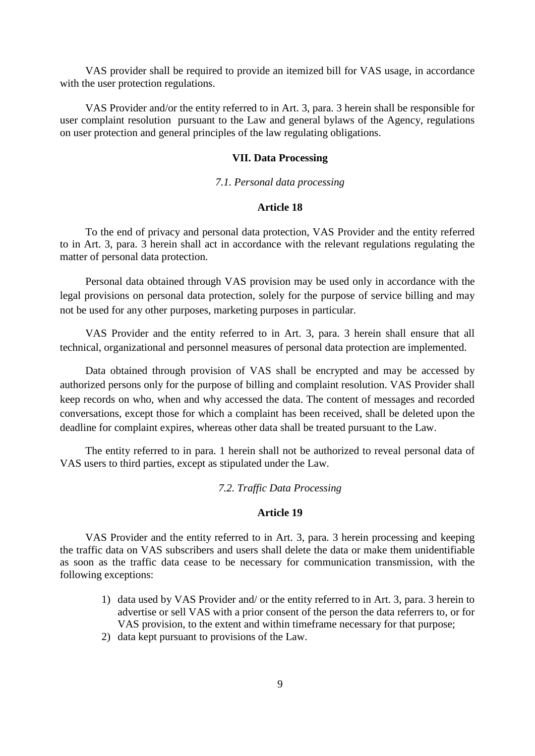VAS provider shall be required to provide an itemized bill for VAS usage, in accordance with the user protection regulations.

VAS Provider and/or the entity referred to in Art. 3, para. 3 herein shall be responsible for user complaint resolution pursuant to the Law and general bylaws of the Agency, regulations on user protection and general principles of the law regulating obligations.

## VII. Data Processing

### *7.1. Personal data processing*

#### Article 18

To the end of privacy and personal data protection, VAS Provider and the entity referred to in Art. 3, para. 3 herein shall act in accordance with the relevant regulations regulating the matter of personal data protection.

Personal data obtained through VAS provision may be used only in accordance with the legal provisions on personal data protection, solely for the purpose of service billing and may not be used for any other purposes, marketing purposes in particular.

VAS Provider and the entity referred to in Art. 3, para. 3 herein shall ensure that all technical, organizational and personnel measures of personal data protection are implemented.

Data obtained through provision of VAS shall be encrypted and may be accessed by authorized persons only for the purpose of billing and complaint resolution. VAS Provider shall keep records on who, when and why accessed the data. The content of messages and recorded conversations, except those for which a complaint has been received, shall be deleted upon the deadline for complaint expires, whereas other data shall be treated pursuant to the Law.

The entity referred to in para. 1 herein shall not be authorized to reveal personal data of VAS users to third parties, except as stipulated under the Law.

### *7.2. Traffic Data Processing*

#### Article 19

VAS Provider and the entity referred to in Art. 3, para. 3 herein processing and keeping the traffic data on VAS subscribers and users shall delete the data or make them unidentifiable as soon as the traffic data cease to be necessary for communication transmission, with the following exceptions:

1) data used by VAS Provider and/ or the entity referred to in Art. 3, para. 3 herein to advertise or sell VAS with a prior consent of the person the data referrers to, or for VAS provision, to the extent and within timeframe necessary for that purpose;
2) data kept pursuant to provisions of the Law.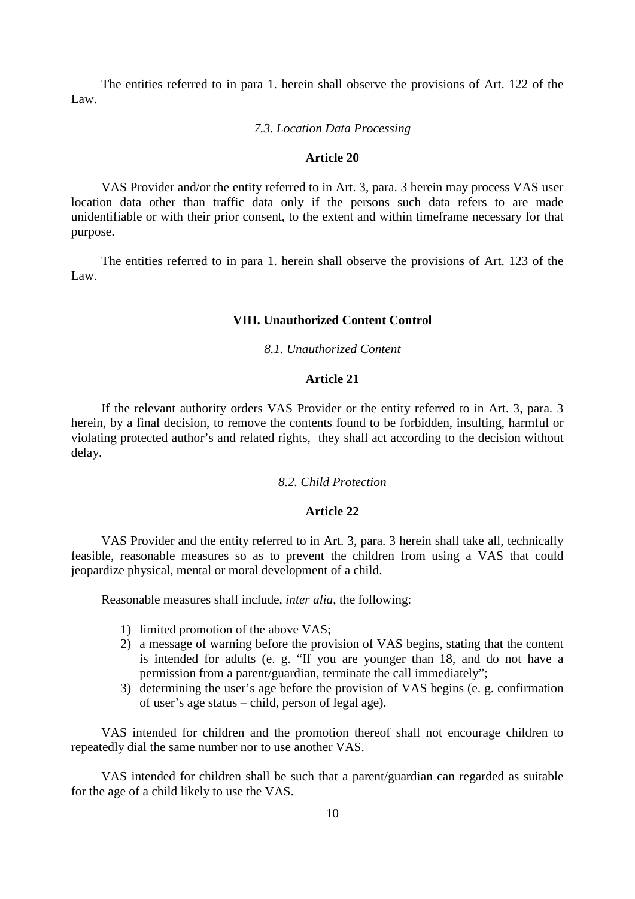The entities referred to in para 1. herein shall observe the provisions of Art. 122 of the Law.

*7.3. Location Data Processing*

**Article 20**

VAS Provider and/or the entity referred to in Art. 3, para. 3 herein may process VAS user location data other than traffic data only if the persons such data refers to are made unidentifiable or with their prior consent, to the extent and within timeframe necessary for that purpose.

The entities referred to in para 1. herein shall observe the provisions of Art. 123 of the Law.

## VIII. Unauthorized Content Control

*8.1. Unauthorized Content*

**Article 21**

If the relevant authority orders VAS Provider or the entity referred to in Art. 3, para. 3 herein, by a final decision, to remove the contents found to be forbidden, insulting, harmful or violating protected author's and related rights, they shall act according to the decision without delay.

*8.2. Child Protection*

**Article 22**

VAS Provider and the entity referred to in Art. 3, para. 3 herein shall take all, technically feasible, reasonable measures so as to prevent the children from using a VAS that could jeopardize physical, mental or moral development of a child.

Reasonable measures shall include, *inter alia*, the following:

1) limited promotion of the above VAS;
2) a message of warning before the provision of VAS begins, stating that the content is intended for adults (e. g. "If you are younger than 18, and do not have a permission from a parent/guardian, terminate the call immediately";
3) determining the user's age before the provision of VAS begins (e. g. confirmation of user's age status – child, person of legal age).

VAS intended for children and the promotion thereof shall not encourage children to repeatedly dial the same number nor to use another VAS.

VAS intended for children shall be such that a parent/guardian can regarded as suitable for the age of a child likely to use the VAS.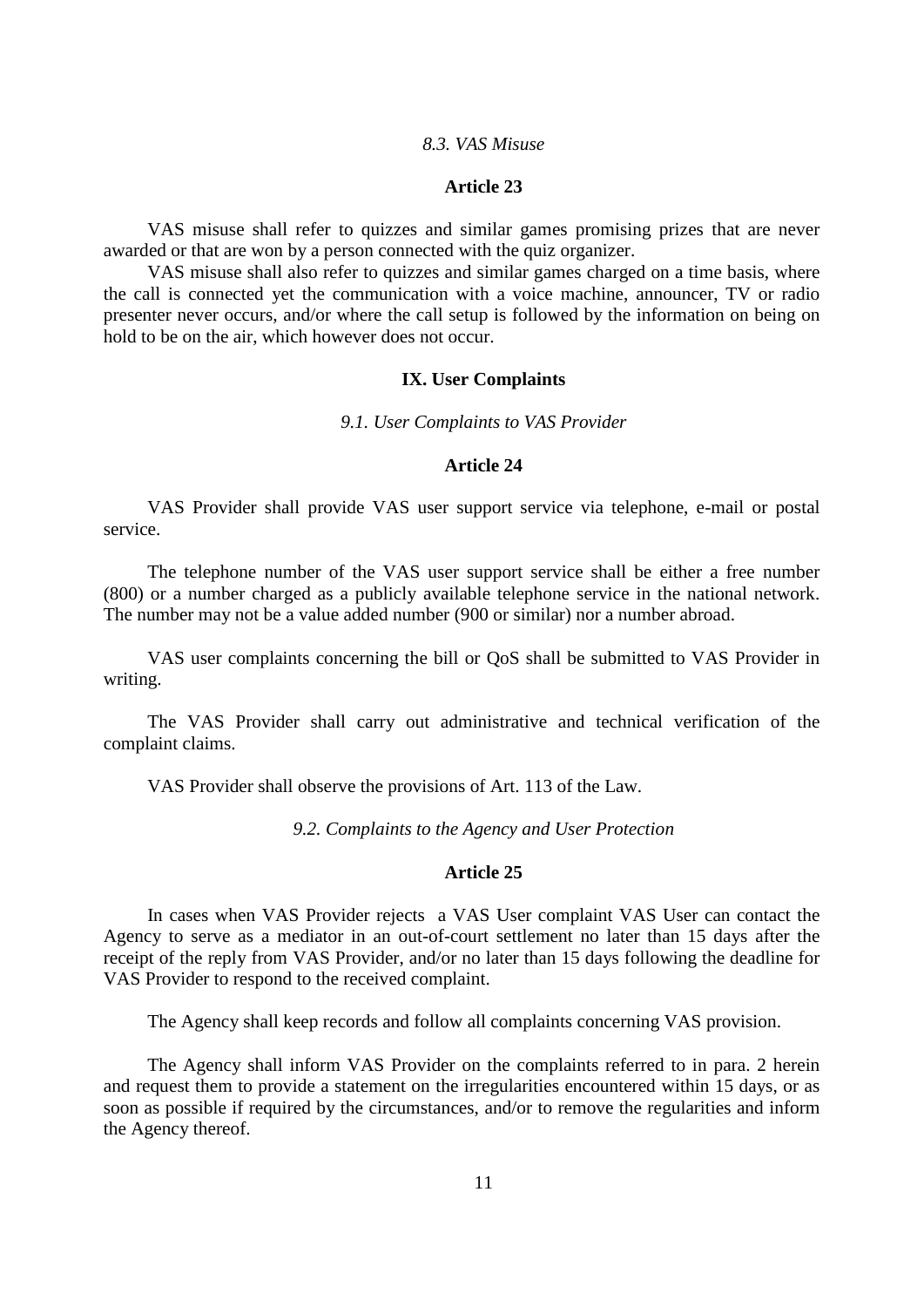### *8.3. VAS Misuse*

**Article 23**

VAS misuse shall refer to quizzes and similar games promising prizes that are never awarded or that are won by a person connected with the quiz organizer.

VAS misuse shall also refer to quizzes and similar games charged on a time basis, where the call is connected yet the communication with a voice machine, announcer, TV or radio presenter never occurs, and/or where the call setup is followed by the information on being on hold to be on the air, which however does not occur.

## IX. User Complaints

### *9.1. User Complaints to VAS Provider*

**Article 24**

VAS Provider shall provide VAS user support service via telephone, e-mail or postal service.

The telephone number of the VAS user support service shall be either a free number (800) or a number charged as a publicly available telephone service in the national network. The number may not be a value added number (900 or similar) nor a number abroad.

VAS user complaints concerning the bill or QoS shall be submitted to VAS Provider in writing.

The VAS Provider shall carry out administrative and technical verification of the complaint claims.

VAS Provider shall observe the provisions of Art. 113 of the Law.

### *9.2. Complaints to the Agency and User Protection*

**Article 25**

In cases when VAS Provider rejects a VAS User complaint VAS User can contact the Agency to serve as a mediator in an out-of-court settlement no later than 15 days after the receipt of the reply from VAS Provider, and/or no later than 15 days following the deadline for VAS Provider to respond to the received complaint.

The Agency shall keep records and follow all complaints concerning VAS provision.

The Agency shall inform VAS Provider on the complaints referred to in para. 2 herein and request them to provide a statement on the irregularities encountered within 15 days, or as soon as possible if required by the circumstances, and/or to remove the regularities and inform the Agency thereof.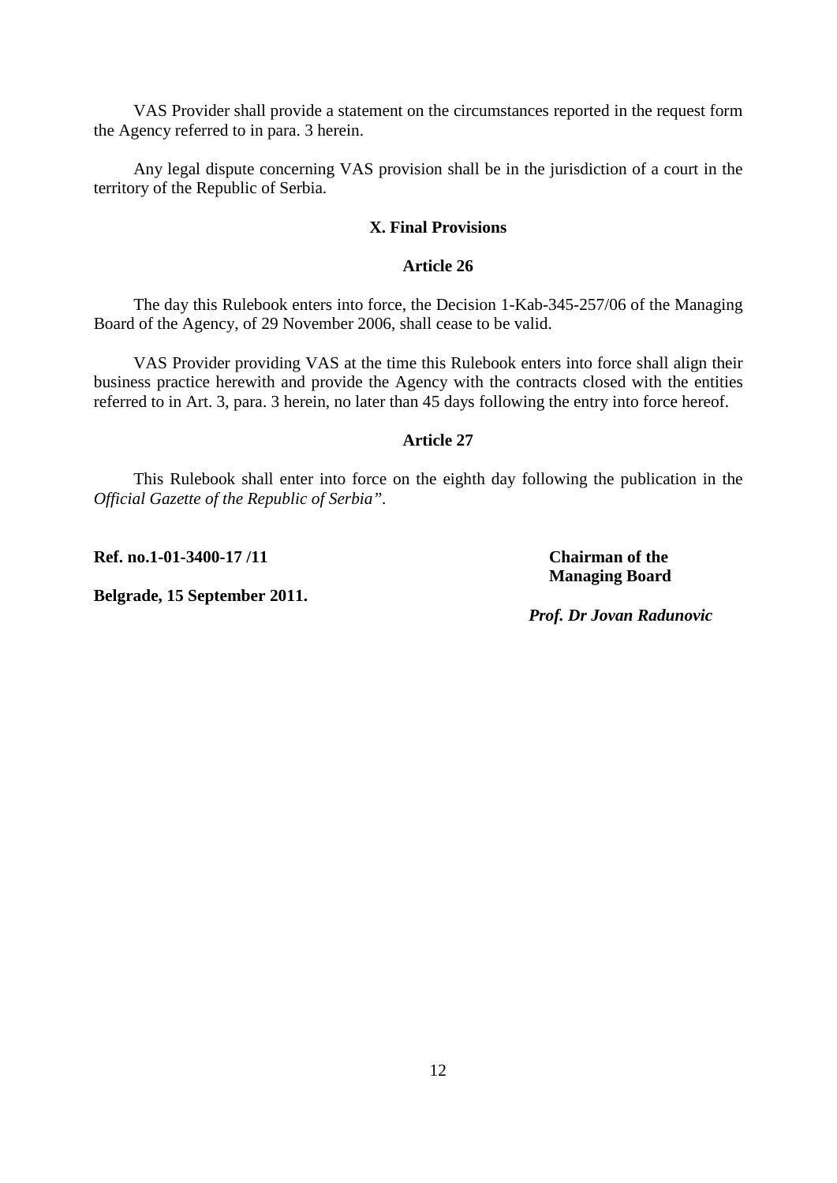VAS Provider shall provide a statement on the circumstances reported in the request form the Agency referred to in para. 3 herein.

Any legal dispute concerning VAS provision shall be in the jurisdiction of a court in the territory of the Republic of Serbia.

## X. Final Provisions

### Article 26

The day this Rulebook enters into force, the Decision 1-Kab-345-257/06 of the Managing Board of the Agency, of 29 November 2006, shall cease to be valid.

VAS Provider providing VAS at the time this Rulebook enters into force shall align their business practice herewith and provide the Agency with the contracts closed with the entities referred to in Art. 3, para. 3 herein, no later than 45 days following the entry into force hereof.

### Article 27

This Rulebook shall enter into force on the eighth day following the publication in the *Official Gazette of the Republic of Serbia”*.

**Ref. no.1-01-3400-17 /11**

**Belgrade, 15 September 2011.**

**Chairman of the Managing Board**

***Prof. Dr Jovan Radunovic***